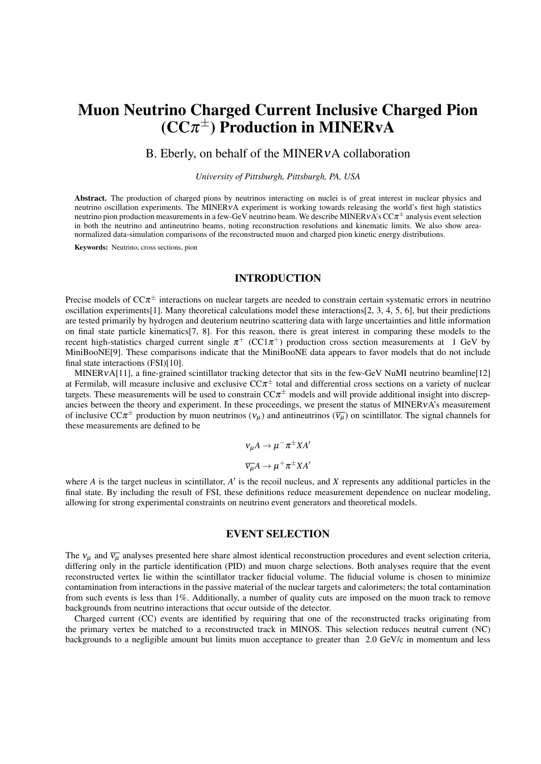# Muon Neutrino Charged Current Inclusive Charged Pion ($CC\pi^{\pm}$) Production in MINERvA

B. Eberly, on behalf of the MINER$\nu$A collaboration

*University of Pittsburgh, Pittsburgh, PA, USA*

**Abstract.** The production of charged pions by neutrinos interacting on nuclei is of great interest in nuclear physics and neutrino oscillation experiments. The MINER$\nu$A experiment is working towards releasing the world's first high statistics neutrino pion production measurements in a few-GeV neutrino beam. We describe MINER$\nu$A's $CC\pi^{\pm}$ analysis event selection in both the neutrino and antineutrino beams, noting reconstruction resolutions and kinematic limits. We also show area-normalized data-simulation comparisons of the reconstructed muon and charged pion kinetic energy distributions.

**Keywords:** Neutrino, cross sections, pion

## INTRODUCTION

Precise models of $CC\pi^{\pm}$ interactions on nuclear targets are needed to constrain certain systematic errors in neutrino oscillation experiments[1]. Many theoretical calculations model these interactions[2, 3, 4, 5, 6], but their predictions are tested primarily by hydrogen and deuterium neutrino scattering data with large uncertainties and little information on final state particle kinematics[7, 8]. For this reason, there is great interest in comparing these models to the recent high-statistics charged current single $\pi^{+}$ ($CC1\pi^{+}$) production cross section measurements at 1 GeV by MiniBooNE[9]. These comparisons indicate that the MiniBooNE data appears to favor models that do not include final state interactions (FSI)[10].

MINER$\nu$A[11], a fine-grained scintillator tracking detector that sits in the few-GeV NuMI neutrino beamline[12] at Fermilab, will measure inclusive and exclusive $CC\pi^{\pm}$ total and differential cross sections on a variety of nuclear targets. These measurements will be used to constrain $CC\pi^{\pm}$ models and will provide additional insight into discrepancies between the theory and experiment. In these proceedings, we present the status of MINER$\nu$A's measurement of inclusive $CC\pi^{\pm}$ production by muon neutrinos ($\nu_{\mu}$) and antineutrinos ($\overline{\nu_{\mu}}$) on scintillator. The signal channels for these measurements are defined to be

$$\nu_{\mu}A \rightarrow \mu^{-}\pi^{\pm}XA'$$

$$\overline{\nu_{\mu}}A \rightarrow \mu^{+}\pi^{\pm}XA'$$

where $A$ is the target nucleus in scintillator, $A'$ is the recoil nucleus, and $X$ represents any additional particles in the final state. By including the result of FSI, these definitions reduce measurement dependence on nuclear modeling, allowing for strong experimental constraints on neutrino event generators and theoretical models.

## EVENT SELECTION

The $\nu_{\mu}$ and $\overline{\nu_{\mu}}$ analyses presented here share almost identical reconstruction procedures and event selection criteria, differing only in the particle identification (PID) and muon charge selections. Both analyses require that the event reconstructed vertex lie within the scintillator tracker fiducial volume. The fiducial volume is chosen to minimize contamination from interactions in the passive material of the nuclear targets and calorimeters; the total contamination from such events is less than 1%. Additionally, a number of quality cuts are imposed on the muon track to remove backgrounds from neutrino interactions that occur outside of the detector.

Charged current (CC) events are identified by requiring that one of the reconstructed tracks originating from the primary vertex be matched to a reconstructed track in MINOS. This selection reduces neutral current (NC) backgrounds to a negligible amount but limits muon acceptance to greater than 2.0 GeV/c in momentum and less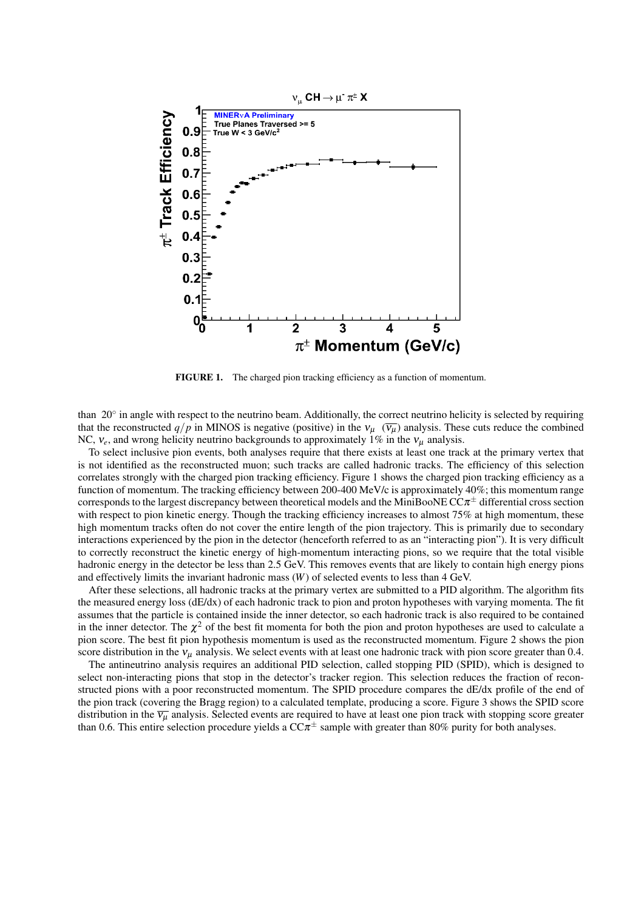**FIGURE 1.** The charged pion tracking efficiency as a function of momentum.

than 20° in angle with respect to the neutrino beam. Additionally, the correct neutrino helicity is selected by requiring that the reconstructed $q/p$ in MINOS is negative (positive) in the $\nu_\mu$ ($\overline{\nu_\mu}$) analysis. These cuts reduce the combined NC, $\nu_e$, and wrong helicity neutrino backgrounds to approximately 1% in the $\nu_\mu$ analysis.

To select inclusive pion events, both analyses require that there exists at least one track at the primary vertex that is not identified as the reconstructed muon; such tracks are called hadronic tracks. The efficiency of this selection correlates strongly with the charged pion tracking efficiency. Figure 1 shows the charged pion tracking efficiency as a function of momentum. The tracking efficiency between 200-400 MeV/c is approximately 40%; this momentum range corresponds to the largest discrepancy between theoretical models and the MiniBooNE CC$\pi^\pm$ differential cross section with respect to pion kinetic energy. Though the tracking efficiency increases to almost 75% at high momentum, these high momentum tracks often do not cover the entire length of the pion trajectory. This is primarily due to secondary interactions experienced by the pion in the detector (henceforth referred to as an "interacting pion"). It is very difficult to correctly reconstruct the kinetic energy of high-momentum interacting pions, so we require that the total visible hadronic energy in the detector be less than 2.5 GeV. This removes events that are likely to contain high energy pions and effectively limits the invariant hadronic mass ($W$) of selected events to less than 4 GeV.

After these selections, all hadronic tracks at the primary vertex are submitted to a PID algorithm. The algorithm fits the measured energy loss (dE/dx) of each hadronic track to pion and proton hypotheses with varying momenta. The fit assumes that the particle is contained inside the inner detector, so each hadronic track is also required to be contained in the inner detector. The $\chi^2$ of the best fit momenta for both the pion and proton hypotheses are used to calculate a pion score. The best fit pion hypothesis momentum is used as the reconstructed momentum. Figure 2 shows the pion score distribution in the $\nu_\mu$ analysis. We select events with at least one hadronic track with pion score greater than 0.4.

The antineutrino analysis requires an additional PID selection, called stopping PID (SPID), which is designed to select non-interacting pions that stop in the detector's tracker region. This selection reduces the fraction of reconstructed pions with a poor reconstructed momentum. The SPID procedure compares the dE/dx profile of the end of the pion track (covering the Bragg region) to a calculated template, producing a score. Figure 3 shows the SPID score distribution in the $\overline{\nu_\mu}$ analysis. Selected events are required to have at least one pion track with stopping score greater than 0.6. This entire selection procedure yields a CC$\pi^\pm$ sample with greater than 80% purity for both analyses.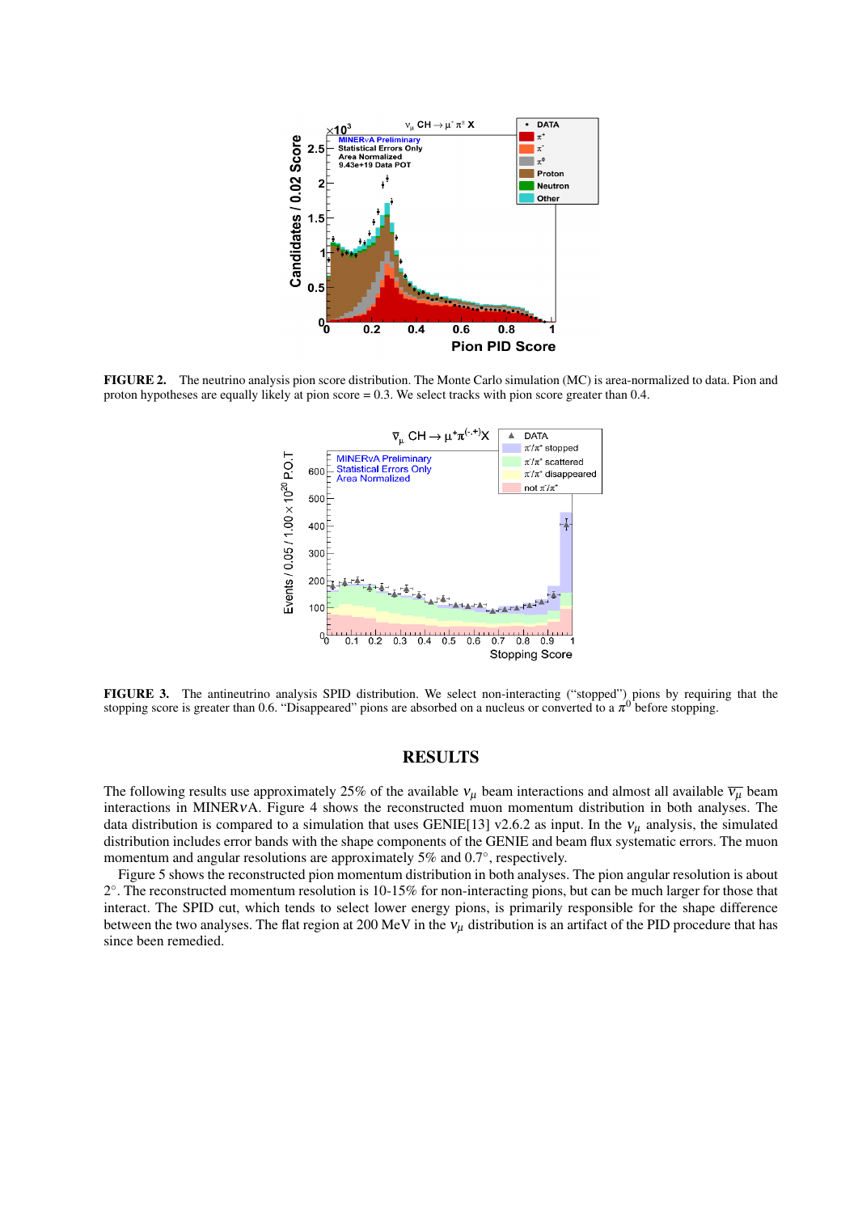FIGURE 2. The neutrino analysis pion score distribution. The Monte Carlo simulation (MC) is area-normalized to data. Pion and proton hypotheses are equally likely at pion score = 0.3. We select tracks with pion score greater than 0.4.

FIGURE 3. The antineutrino analysis SPID distribution. We select non-interacting ("stopped") pions by requiring that the stopping score is greater than 0.6. "Disappeared" pions are absorbed on a nucleus or converted to a $\pi^0$ before stopping.

## RESULTS

The following results use approximately 25% of the available $\nu_\mu$ beam interactions and almost all available $\overline{\nu_\mu}$ beam interactions in MINERνA. Figure 4 shows the reconstructed muon momentum distribution in both analyses. The data distribution is compared to a simulation that uses GENIE[13] v2.6.2 as input. In the $\nu_\mu$ analysis, the simulated distribution includes error bands with the shape components of the GENIE and beam flux systematic errors. The muon momentum and angular resolutions are approximately 5% and 0.7°, respectively.

Figure 5 shows the reconstructed pion momentum distribution in both analyses. The pion angular resolution is about 2°. The reconstructed momentum resolution is 10-15% for non-interacting pions, but can be much larger for those that interact. The SPID cut, which tends to select lower energy pions, is primarily responsible for the shape difference between the two analyses. The flat region at 200 MeV in the $\nu_\mu$ distribution is an artifact of the PID procedure that has since been remedied.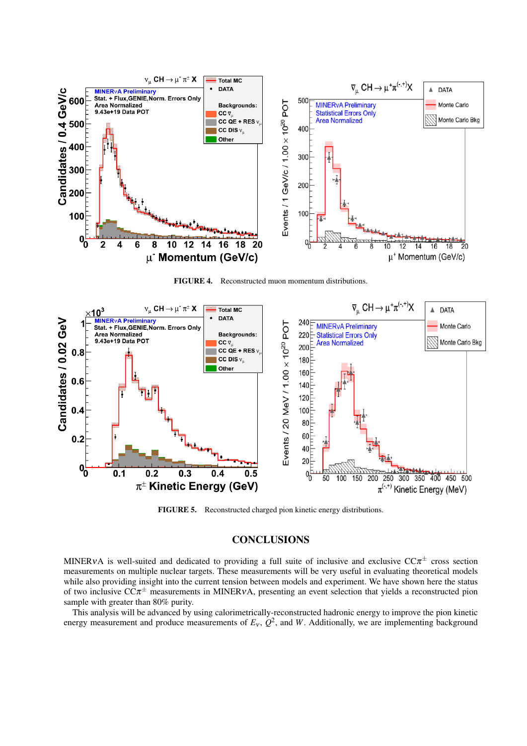FIGURE 4. Reconstructed muon momentum distributions.

FIGURE 5. Reconstructed charged pion kinetic energy distributions.

## CONCLUSIONS

MINER$\nu$A is well-suited and dedicated to providing a full suite of inclusive and exclusive CC$\pi^{\pm}$ cross section measurements on multiple nuclear targets. These measurements will be very useful in evaluating theoretical models while also providing insight into the current tension between models and experiment. We have shown here the status of two inclusive CC$\pi^{\pm}$ measurements in MINER$\nu$A, presenting an event selection that yields a reconstructed pion sample with greater than 80% purity.

This analysis will be advanced by using calorimetrically-reconstructed hadronic energy to improve the pion kinetic energy measurement and produce measurements of $E_{\nu}$, $Q^2$, and $W$. Additionally, we are implementing background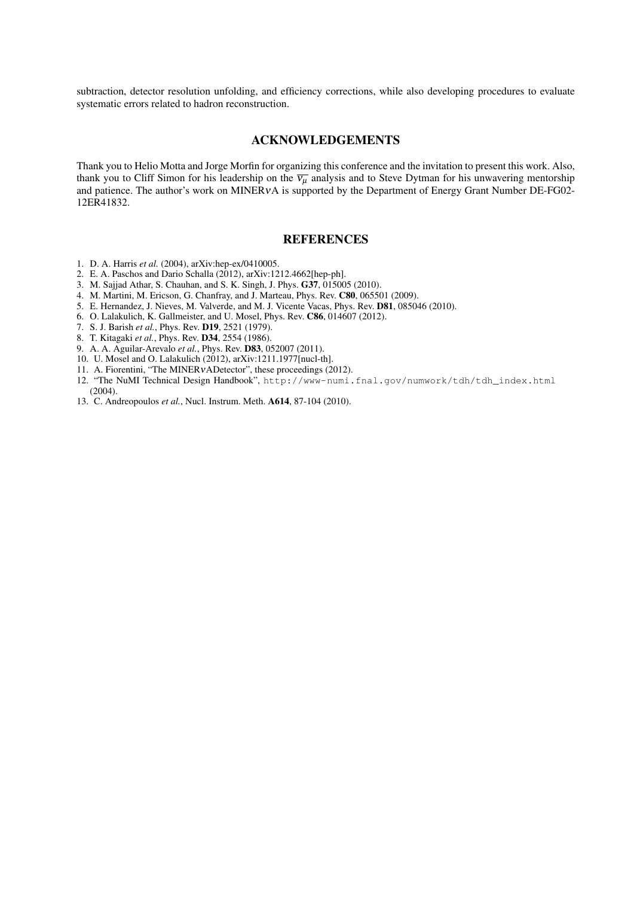subtraction, detector resolution unfolding, and efficiency corrections, while also developing procedures to evaluate systematic errors related to hadron reconstruction.

## ACKNOWLEDGEMENTS

Thank you to Helio Motta and Jorge Morfin for organizing this conference and the invitation to present this work. Also, thank you to Cliff Simon for his leadership on the $\overline{\nu_\mu}$ analysis and to Steve Dytman for his unwavering mentorship and patience. The author's work on MINER$\nu$A is supported by the Department of Energy Grant Number DE-FG02-12ER41832.

## REFERENCES

1. D. A. Harris *et al.* (2004), arXiv:hep-ex/0410005.
2. E. A. Paschos and Dario Schalla (2012), arXiv:1212.4662[hep-ph].
3. M. Sajjad Athar, S. Chauhan, and S. K. Singh, J. Phys. **G37**, 015005 (2010).
4. M. Martini, M. Ericson, G. Chanfray, and J. Marteau, Phys. Rev. **C80**, 065501 (2009).
5. E. Hernandez, J. Nieves, M. Valverde, and M. J. Vicente Vacas, Phys. Rev. **D81**, 085046 (2010).
6. O. Lalakulich, K. Gallmeister, and U. Mosel, Phys. Rev. **C86**, 014607 (2012).
7. S. J. Barish *et al.*, Phys. Rev. **D19**, 2521 (1979).
8. T. Kitagaki *et al.*, Phys. Rev. **D34**, 2554 (1986).
9. A. A. Aguilar-Arevalo *et al.*, Phys. Rev. **D83**, 052007 (2011).
10. U. Mosel and O. Lalakulich (2012), arXiv:1211.1977[nucl-th].
11. A. Fiorentini, "The MINER$\nu$ADetector", these proceedings (2012).
12. "The NuMI Technical Design Handbook", `http://www-numi.fnal.gov/numwork/tdh/tdh_index.html` (2004).
13. C. Andreopoulos *et al.*, Nucl. Instrum. Meth. **A614**, 87-104 (2010).